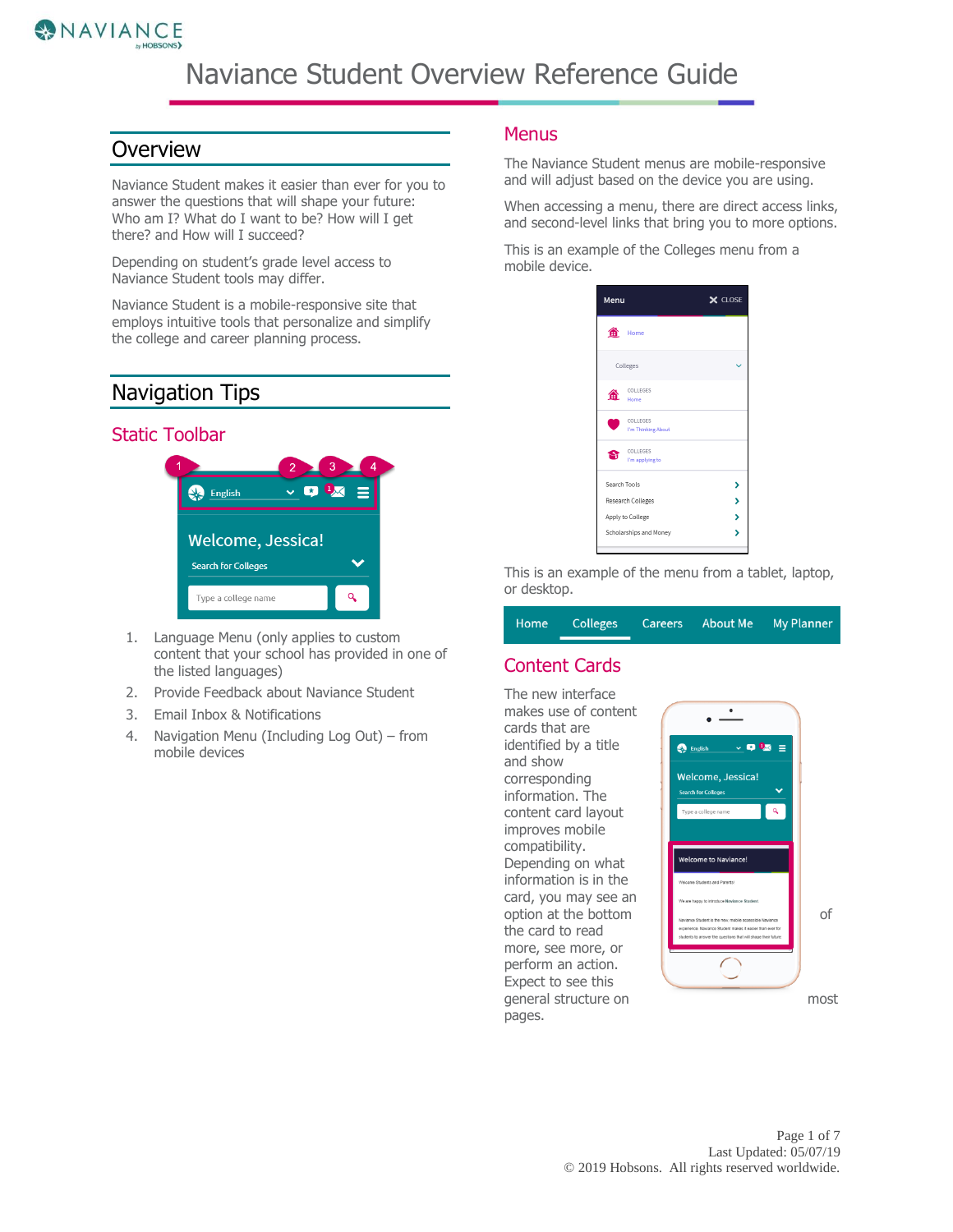# Naviance Student Overview Reference Guide

## Overview

Naviance Student makes it easier than ever for you to answer the questions that will shape your future: Who am I? What do I want to be? How will I get there? and How will I succeed?

Depending on student's grade level access to Naviance Student tools may differ.

Naviance Student is a mobile-responsive site that employs intuitive tools that personalize and simplify the college and career planning process.

## Navigation Tips

### Static Toolbar

1. Language Menu (only applies to custom content that your school has provided in one of the listed languages)
2. Provide Feedback about Naviance Student
3. Email Inbox & Notifications
4. Navigation Menu (Including Log Out) – from mobile devices

### Menus

The Naviance Student menus are mobile-responsive and will adjust based on the device you are using.

When accessing a menu, there are direct access links, and second-level links that bring you to more options.

This is an example of the Colleges menu from a mobile device.

This is an example of the menu from a tablet, laptop, or desktop.

### Content Cards

The new interface makes use of content cards that are identified by a title and show corresponding information. The content card layout improves mobile compatibility. Depending on what information is in the card, you may see an option at the bottom of the card to read more, see more, or perform an action. Expect to see this general structure on most of pages.

Last Updated: 05/07/19
© 2019 Hobsons. All rights reserved worldwide.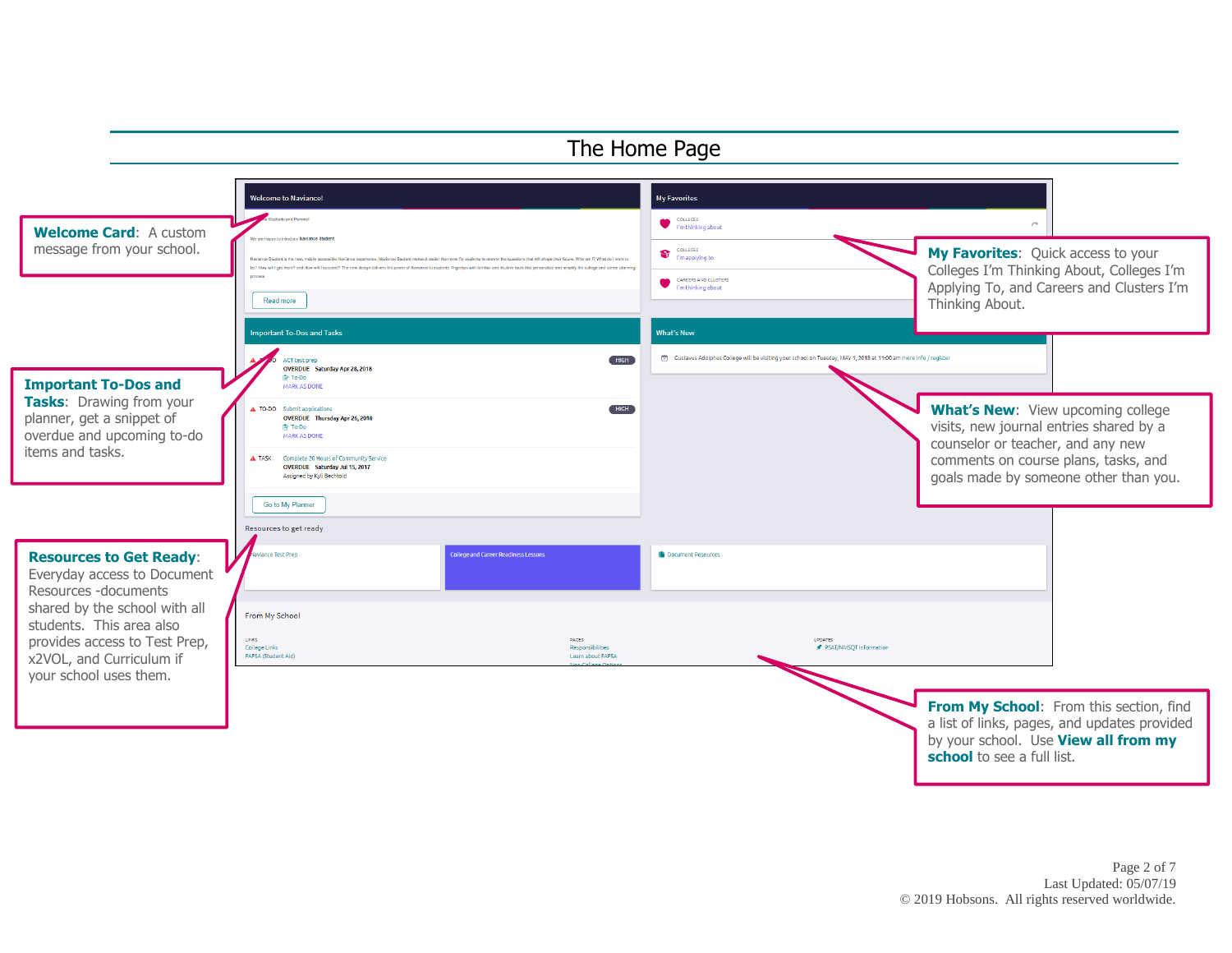# The Home Page

**Welcome Card**: A custom message from your school.

**Important To-Dos and Tasks**: Drawing from your planner, get a snippet of overdue and upcoming to-do items and tasks.

**Resources to Get Ready**: Everyday access to Document Resources -documents shared by the school with all students. This area also provides access to Test Prep, x2VOL, and Curriculum if your school uses them.

**My Favorites**: Quick access to your Colleges I'm Thinking About, Colleges I'm Applying To, and Careers and Clusters I'm Thinking About.

**What's New**: View upcoming college visits, new journal entries shared by a counselor or teacher, and any new comments on course plans, tasks, and goals made by someone other than you.

**From My School**: From this section, find a list of links, pages, and updates provided by your school. Use **View all from my school** to see a full list.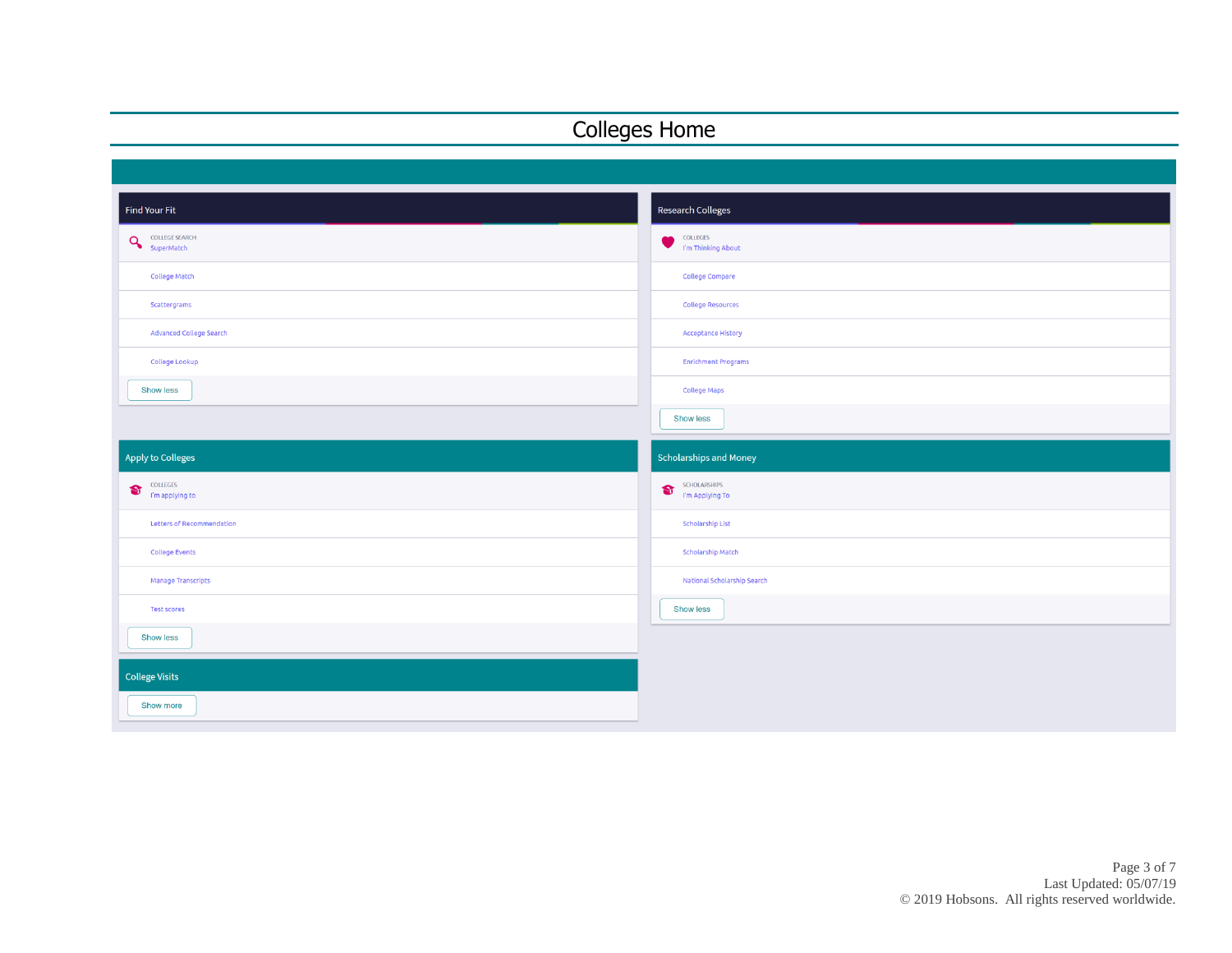# Colleges Home

## Find Your Fit

COLLEGE SEARCH
SuperMatch

College Match

Scattergrams

Advanced College Search

College Lookup

Show less

## Research Colleges

COLLEGES
I'm Thinking About

College Compare

College Resources

Acceptance History

Enrichment Programs

College Maps

Show less

## Apply to Colleges

COLLEGES
I'm applying to

Letters of Recommendation

College Events

Manage Transcripts

Test scores

Show less

## Scholarships and Money

SCHOLARSHIPS
I'm Applying To

Scholarship List

Scholarship Match

National Scholarship Search

Show less

## College Visits

Show more

Last Updated: 05/07/19
© 2019 Hobsons. All rights reserved worldwide.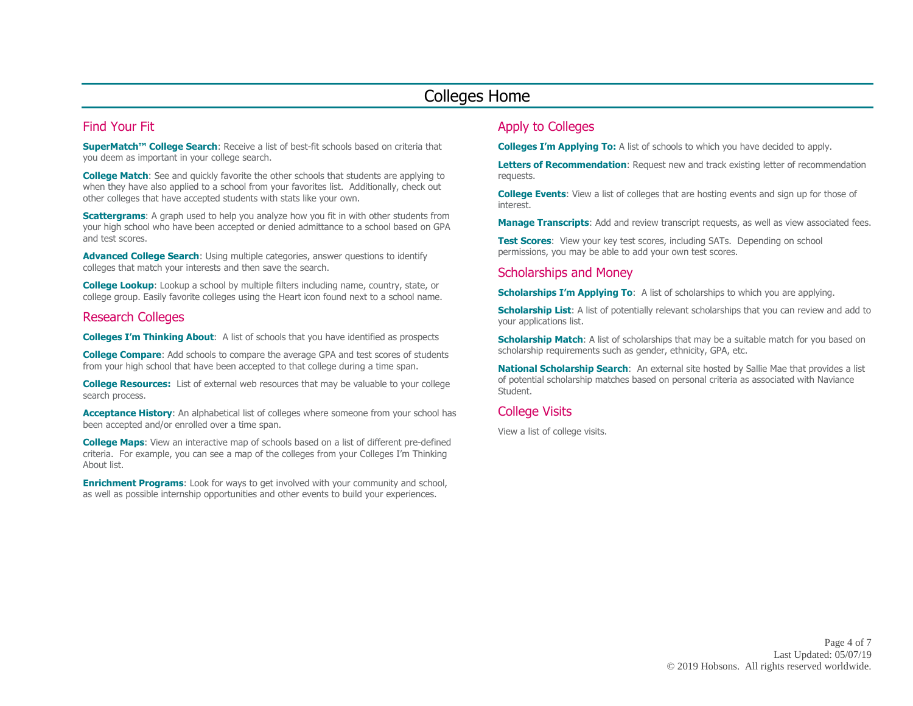# Colleges Home

## Find Your Fit

**SuperMatch™ College Search**: Receive a list of best-fit schools based on criteria that you deem as important in your college search.

**College Match**: See and quickly favorite the other schools that students are applying to when they have also applied to a school from your favorites list. Additionally, check out other colleges that have accepted students with stats like your own.

**Scattergrams**: A graph used to help you analyze how you fit in with other students from your high school who have been accepted or denied admittance to a school based on GPA and test scores.

**Advanced College Search**: Using multiple categories, answer questions to identify colleges that match your interests and then save the search.

**College Lookup**: Lookup a school by multiple filters including name, country, state, or college group. Easily favorite colleges using the Heart icon found next to a school name.

## Research Colleges

**Colleges I'm Thinking About**: A list of schools that you have identified as prospects

**College Compare**: Add schools to compare the average GPA and test scores of students from your high school that have been accepted to that college during a time span.

**College Resources:** List of external web resources that may be valuable to your college search process.

**Acceptance History**: An alphabetical list of colleges where someone from your school has been accepted and/or enrolled over a time span.

**College Maps**: View an interactive map of schools based on a list of different pre-defined criteria. For example, you can see a map of the colleges from your Colleges I'm Thinking About list.

**Enrichment Programs**: Look for ways to get involved with your community and school, as well as possible internship opportunities and other events to build your experiences.

## Apply to Colleges

**Colleges I'm Applying To:** A list of schools to which you have decided to apply.

**Letters of Recommendation**: Request new and track existing letter of recommendation requests.

**College Events**: View a list of colleges that are hosting events and sign up for those of interest.

**Manage Transcripts**: Add and review transcript requests, as well as view associated fees.

**Test Scores**: View your key test scores, including SATs. Depending on school permissions, you may be able to add your own test scores.

## Scholarships and Money

**Scholarships I'm Applying To**: A list of scholarships to which you are applying.

**Scholarship List**: A list of potentially relevant scholarships that you can review and add to your applications list.

**Scholarship Match**: A list of scholarships that may be a suitable match for you based on scholarship requirements such as gender, ethnicity, GPA, etc.

**National Scholarship Search**: An external site hosted by Sallie Mae that provides a list of potential scholarship matches based on personal criteria as associated with Naviance Student.

## College Visits

View a list of college visits.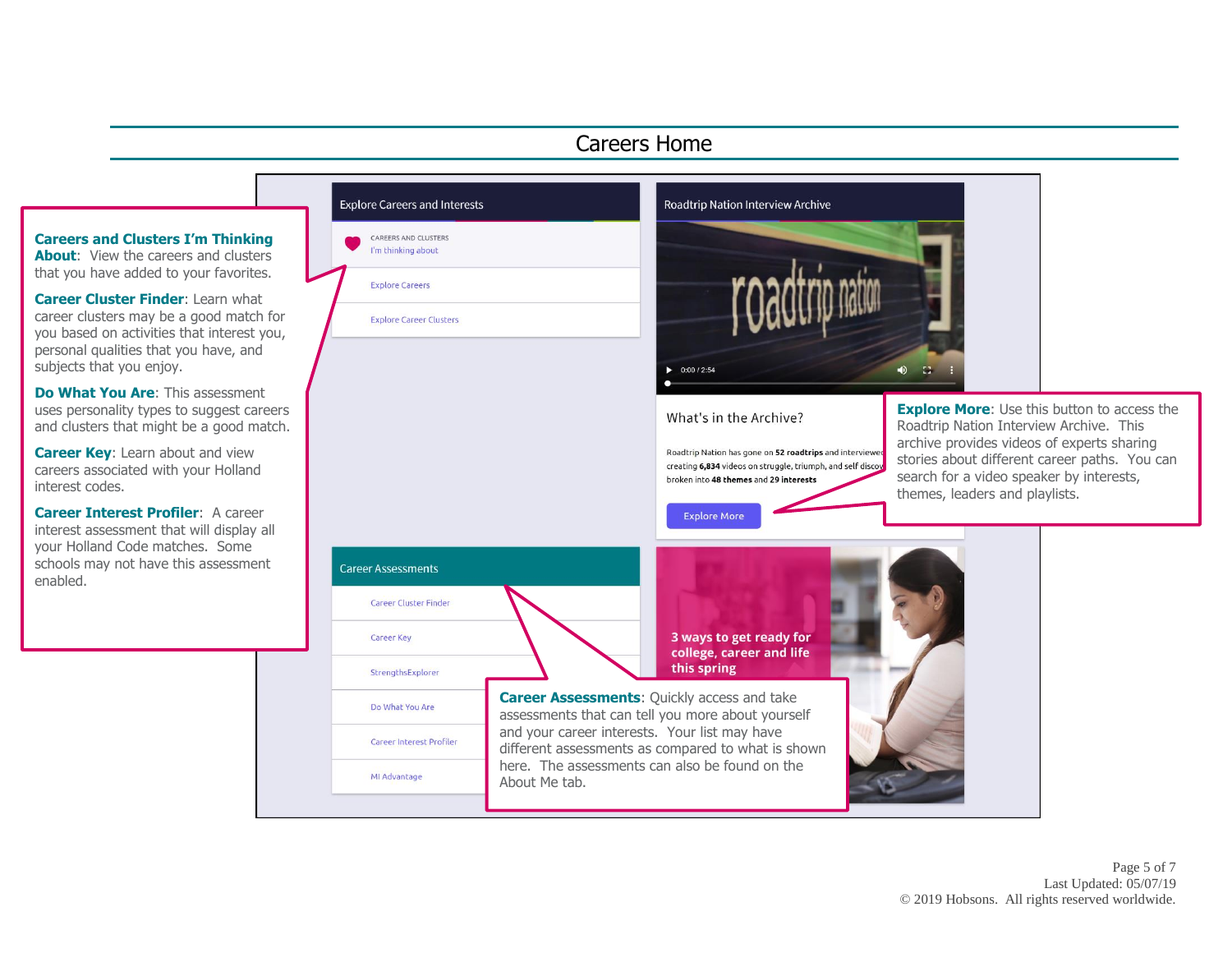# Careers Home

**Careers and Clusters I'm Thinking About**: View the careers and clusters that you have added to your favorites.

**Career Cluster Finder**: Learn what career clusters may be a good match for you based on activities that interest you, personal qualities that you have, and subjects that you enjoy.

**Do What You Are**: This assessment uses personality types to suggest careers and clusters that might be a good match.

**Career Key**: Learn about and view careers associated with your Holland interest codes.

**Career Interest Profiler**: A career interest assessment that will display all your Holland Code matches. Some schools may not have this assessment enabled.

Explore Careers and Interests

- CAREERS AND CLUSTERS I'm thinking about
- Explore Careers
- Explore Career Clusters

Roadtrip Nation Interview Archive

What's in the Archive?

Roadtrip Nation has gone on **52 roadtrips** and interviewed creating **6,834** videos on struggle, triumph, and self discov broken into **48 themes** and **29 interests**

Explore More

**Explore More**: Use this button to access the Roadtrip Nation Interview Archive. This archive provides videos of experts sharing stories about different career paths. You can search for a video speaker by interests, themes, leaders and playlists.

Career Assessments

- Career Cluster Finder
- Career Key
- StrengthsExplorer
- Do What You Are
- Career Interest Profiler
- MI Advantage

3 ways to get ready for college, career and life this spring

**Career Assessments**: Quickly access and take assessments that can tell you more about yourself and your career interests. Your list may have different assessments as compared to what is shown here. The assessments can also be found on the About Me tab.

Last Updated: 05/07/19
© 2019 Hobsons. All rights reserved worldwide.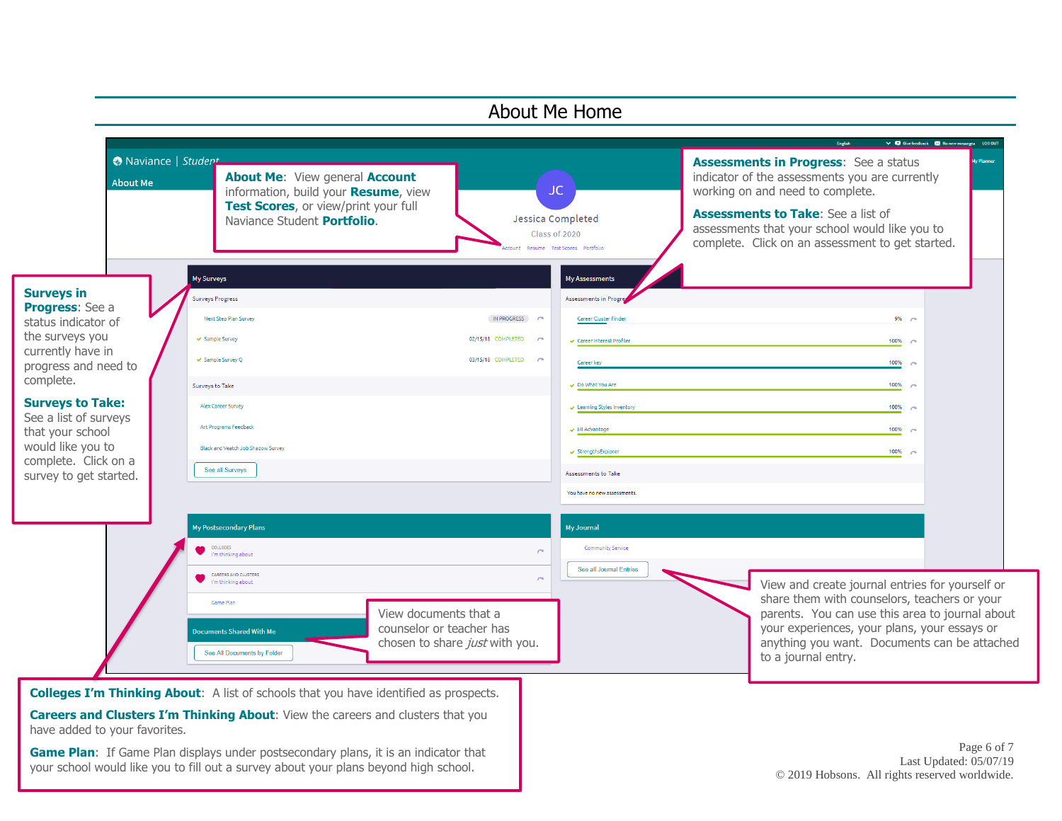# About Me Home

**About Me**: View general **Account** information, build your **Resume**, view **Test Scores**, or view/print your full Naviance Student **Portfolio**.

**Assessments in Progress**: See a status indicator of the assessments you are currently working on and need to complete.

**Assessments to Take**: See a list of assessments that your school would like you to complete. Click on an assessment to get started.

**Surveys in Progress**: See a status indicator of the surveys you currently have in progress and need to complete.

**Surveys to Take:** See a list of surveys that your school would like you to complete. Click on a survey to get started.

View and create journal entries for yourself or share them with counselors, teachers or your parents. You can use this area to journal about your experiences, your plans, your essays or anything you want. Documents can be attached to a journal entry.

View documents that a counselor or teacher has chosen to share *just* with you.

**Colleges I'm Thinking About**: A list of schools that you have identified as prospects.

**Careers and Clusters I'm Thinking About**: View the careers and clusters that you have added to your favorites.

**Game Plan**: If Game Plan displays under postsecondary plans, it is an indicator that your school would like you to fill out a survey about your plans beyond high school.

Last Updated: 05/07/19
© 2019 Hobsons. All rights reserved worldwide.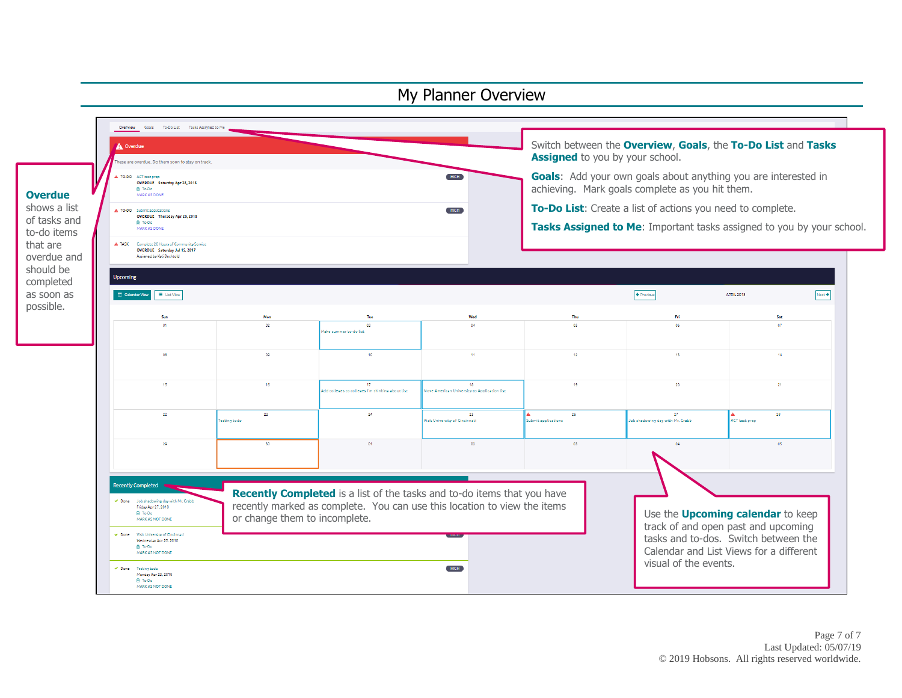# My Planner Overview

**Overdue** shows a list of tasks and to-do items that are overdue and should be completed as soon as possible.

Switch between the **Overview**, **Goals**, the **To-Do List** and **Tasks Assigned** to you by your school.

**Goals**: Add your own goals about anything you are interested in achieving. Mark goals complete as you hit them.

**To-Do List**: Create a list of actions you need to complete.

**Tasks Assigned to Me**: Important tasks assigned to you by your school.

**Recently Completed** is a list of the tasks and to-do items that you have recently marked as complete. You can use this location to view the items or change them to incomplete.

Use the **Upcoming calendar** to keep track of and open past and upcoming tasks and to-dos. Switch between the Calendar and List Views for a different visual of the events.

Last Updated: 05/07/19
© 2019 Hobsons. All rights reserved worldwide.